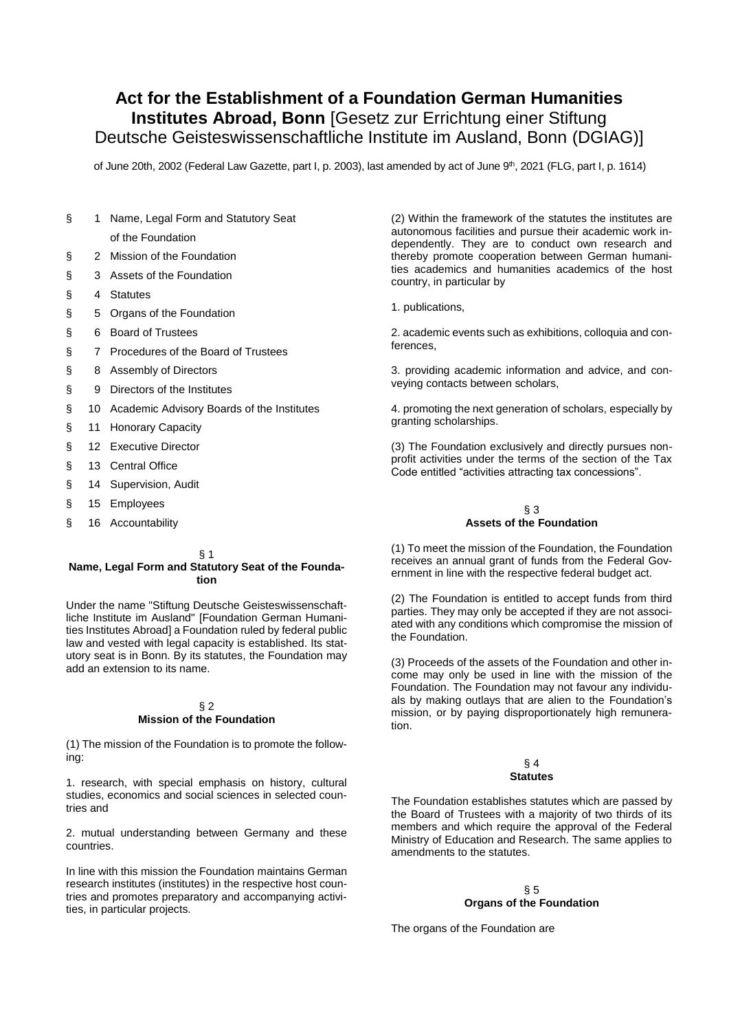# Act for the Establishment of a Foundation German Humanities Institutes Abroad, Bonn [Gesetz zur Errichtung einer Stiftung Deutsche Geisteswissenschaftliche Institute im Ausland, Bonn (DGIAG)]

of June 20th, 2002 (Federal Law Gazette, part I, p. 2003), last amended by act of June 9th, 2021 (FLG, part I, p. 1614)

§ 1 Name, Legal Form and Statutory Seat of the Foundation
§ 2 Mission of the Foundation
§ 3 Assets of the Foundation
§ 4 Statutes
§ 5 Organs of the Foundation
§ 6 Board of Trustees
§ 7 Procedures of the Board of Trustees
§ 8 Assembly of Directors
§ 9 Directors of the Institutes
§ 10 Academic Advisory Boards of the Institutes
§ 11 Honorary Capacity
§ 12 Executive Director
§ 13 Central Office
§ 14 Supervision, Audit
§ 15 Employees
§ 16 Accountability

## § 1
## Name, Legal Form and Statutory Seat of the Foundation

Under the name "Stiftung Deutsche Geisteswissenschaftliche Institute im Ausland" [Foundation German Humanities Institutes Abroad] a Foundation ruled by federal public law and vested with legal capacity is established. Its statutory seat is in Bonn. By its statutes, the Foundation may add an extension to its name.

## § 2
## Mission of the Foundation

(1) The mission of the Foundation is to promote the following:

1. research, with special emphasis on history, cultural studies, economics and social sciences in selected countries and

2. mutual understanding between Germany and these countries.

In line with this mission the Foundation maintains German research institutes (institutes) in the respective host countries and promotes preparatory and accompanying activities, in particular projects.

(2) Within the framework of the statutes the institutes are autonomous facilities and pursue their academic work independently. They are to conduct own research and thereby promote cooperation between German humanities academics and humanities academics of the host country, in particular by

1. publications,

2. academic events such as exhibitions, colloquia and conferences,

3. providing academic information and advice, and conveying contacts between scholars,

4. promoting the next generation of scholars, especially by granting scholarships.

(3) The Foundation exclusively and directly pursues nonprofit activities under the terms of the section of the Tax Code entitled "activities attracting tax concessions".

## § 3
## Assets of the Foundation

(1) To meet the mission of the Foundation, the Foundation receives an annual grant of funds from the Federal Government in line with the respective federal budget act.

(2) The Foundation is entitled to accept funds from third parties. They may only be accepted if they are not associated with any conditions which compromise the mission of the Foundation.

(3) Proceeds of the assets of the Foundation and other income may only be used in line with the mission of the Foundation. The Foundation may not favour any individuals by making outlays that are alien to the Foundation's mission, or by paying disproportionately high remuneration.

## § 4
## Statutes

The Foundation establishes statutes which are passed by the Board of Trustees with a majority of two thirds of its members and which require the approval of the Federal Ministry of Education and Research. The same applies to amendments to the statutes.

## § 5
## Organs of the Foundation

The organs of the Foundation are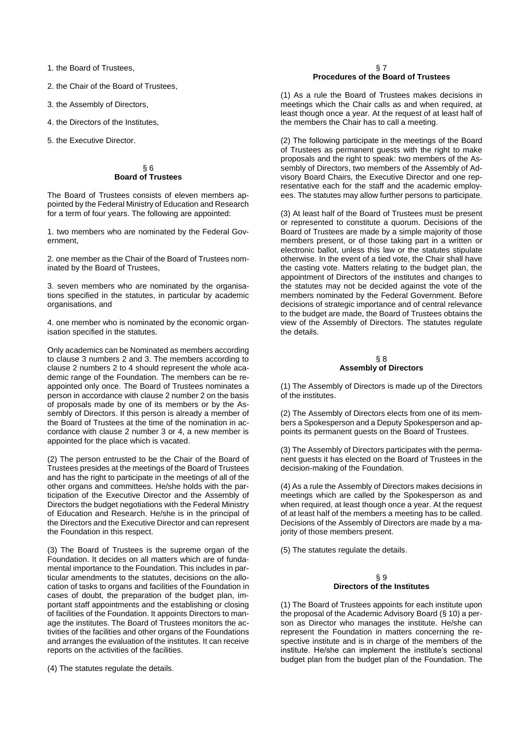1. the Board of Trustees,

2. the Chair of the Board of Trustees,

3. the Assembly of Directors,

4. the Directors of the Institutes,

5. the Executive Director.

## § 6
## Board of Trustees

The Board of Trustees consists of eleven members appointed by the Federal Ministry of Education and Research for a term of four years. The following are appointed:

1. two members who are nominated by the Federal Government,

2. one member as the Chair of the Board of Trustees nominated by the Board of Trustees,

3. seven members who are nominated by the organisations specified in the statutes, in particular by academic organisations, and

4. one member who is nominated by the economic organisation specified in the statutes.

Only academics can be Nominated as members according to clause 3 numbers 2 and 3. The members according to clause 2 numbers 2 to 4 should represent the whole academic range of the Foundation. The members can be reappointed only once. The Board of Trustees nominates a person in accordance with clause 2 number 2 on the basis of proposals made by one of its members or by the Assembly of Directors. If this person is already a member of the Board of Trustees at the time of the nomination in accordance with clause 2 number 3 or 4, a new member is appointed for the place which is vacated.

(2) The person entrusted to be the Chair of the Board of Trustees presides at the meetings of the Board of Trustees and has the right to participate in the meetings of all of the other organs and committees. He/she holds with the participation of the Executive Director and the Assembly of Directors the budget negotiations with the Federal Ministry of Education and Research. He/she is in the principal of the Directors and the Executive Director and can represent the Foundation in this respect.

(3) The Board of Trustees is the supreme organ of the Foundation. It decides on all matters which are of fundamental importance to the Foundation. This includes in particular amendments to the statutes, decisions on the allocation of tasks to organs and facilities of the Foundation in cases of doubt, the preparation of the budget plan, important staff appointments and the establishing or closing of facilities of the Foundation. It appoints Directors to manage the institutes. The Board of Trustees monitors the activities of the facilities and other organs of the Foundations and arranges the evaluation of the institutes. It can receive reports on the activities of the facilities.

(4) The statutes regulate the details.

## § 7
## Procedures of the Board of Trustees

(1) As a rule the Board of Trustees makes decisions in meetings which the Chair calls as and when required, at least though once a year. At the request of at least half of the members the Chair has to call a meeting.

(2) The following participate in the meetings of the Board of Trustees as permanent guests with the right to make proposals and the right to speak: two members of the Assembly of Directors, two members of the Assembly of Advisory Board Chairs, the Executive Director and one representative each for the staff and the academic employees. The statutes may allow further persons to participate.

(3) At least half of the Board of Trustees must be present or represented to constitute a quorum. Decisions of the Board of Trustees are made by a simple majority of those members present, or of those taking part in a written or electronic ballot, unless this law or the statutes stipulate otherwise. In the event of a tied vote, the Chair shall have the casting vote. Matters relating to the budget plan, the appointment of Directors of the institutes and changes to the statutes may not be decided against the vote of the members nominated by the Federal Government. Before decisions of strategic importance and of central relevance to the budget are made, the Board of Trustees obtains the view of the Assembly of Directors. The statutes regulate the details.

## § 8
## Assembly of Directors

(1) The Assembly of Directors is made up of the Directors of the institutes.

(2) The Assembly of Directors elects from one of its members a Spokesperson and a Deputy Spokesperson and appoints its permanent guests on the Board of Trustees.

(3) The Assembly of Directors participates with the permanent guests it has elected on the Board of Trustees in the decision-making of the Foundation.

(4) As a rule the Assembly of Directors makes decisions in meetings which are called by the Spokesperson as and when required, at least though once a year. At the request of at least half of the members a meeting has to be called. Decisions of the Assembly of Directors are made by a majority of those members present.

(5) The statutes regulate the details.

## § 9
## Directors of the Institutes

(1) The Board of Trustees appoints for each institute upon the proposal of the Academic Advisory Board (§ 10) a person as Director who manages the institute. He/she can represent the Foundation in matters concerning the respective institute and is in charge of the members of the institute. He/she can implement the institute's sectional budget plan from the budget plan of the Foundation. The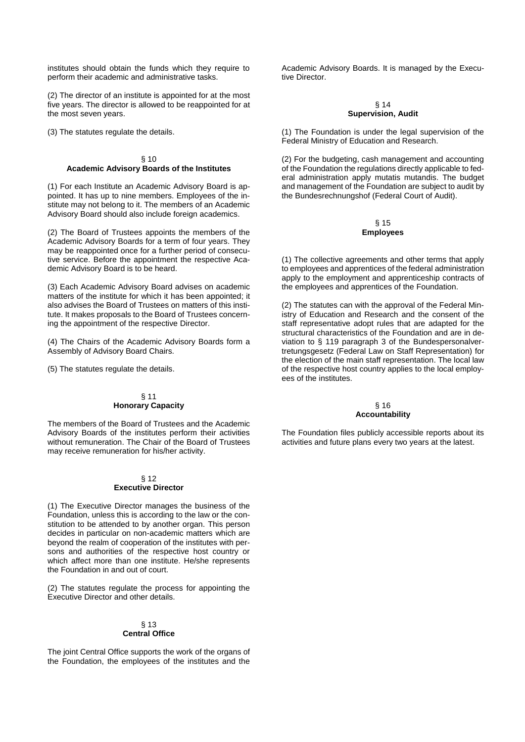institutes should obtain the funds which they require to perform their academic and administrative tasks.

(2) The director of an institute is appointed for at the most five years. The director is allowed to be reappointed for at the most seven years.

(3) The statutes regulate the details.

### § 10
### Academic Advisory Boards of the Institutes

(1) For each Institute an Academic Advisory Board is appointed. It has up to nine members. Employees of the institute may not belong to it. The members of an Academic Advisory Board should also include foreign academics.

(2) The Board of Trustees appoints the members of the Academic Advisory Boards for a term of four years. They may be reappointed once for a further period of consecutive service. Before the appointment the respective Academic Advisory Board is to be heard.

(3) Each Academic Advisory Board advises on academic matters of the institute for which it has been appointed; it also advises the Board of Trustees on matters of this institute. It makes proposals to the Board of Trustees concerning the appointment of the respective Director.

(4) The Chairs of the Academic Advisory Boards form a Assembly of Advisory Board Chairs.

(5) The statutes regulate the details.

### § 11
### Honorary Capacity

The members of the Board of Trustees and the Academic Advisory Boards of the institutes perform their activities without remuneration. The Chair of the Board of Trustees may receive remuneration for his/her activity.

### § 12
### Executive Director

(1) The Executive Director manages the business of the Foundation, unless this is according to the law or the constitution to be attended to by another organ. This person decides in particular on non-academic matters which are beyond the realm of cooperation of the institutes with persons and authorities of the respective host country or which affect more than one institute. He/she represents the Foundation in and out of court.

(2) The statutes regulate the process for appointing the Executive Director and other details.

### § 13
### Central Office

The joint Central Office supports the work of the organs of the Foundation, the employees of the institutes and the Academic Advisory Boards. It is managed by the Executive Director.

### § 14
### Supervision, Audit

(1) The Foundation is under the legal supervision of the Federal Ministry of Education and Research.

(2) For the budgeting, cash management and accounting of the Foundation the regulations directly applicable to federal administration apply mutatis mutandis. The budget and management of the Foundation are subject to audit by the Bundesrechnungshof (Federal Court of Audit).

### § 15
### Employees

(1) The collective agreements and other terms that apply to employees and apprentices of the federal administration apply to the employment and apprenticeship contracts of the employees and apprentices of the Foundation.

(2) The statutes can with the approval of the Federal Ministry of Education and Research and the consent of the staff representative adopt rules that are adapted for the structural characteristics of the Foundation and are in deviation to § 119 paragraph 3 of the Bundespersonalvertretungsgesetz (Federal Law on Staff Representation) for the election of the main staff representation. The local law of the respective host country applies to the local employees of the institutes.

### § 16
### Accountability

The Foundation files publicly accessible reports about its activities and future plans every two years at the latest.